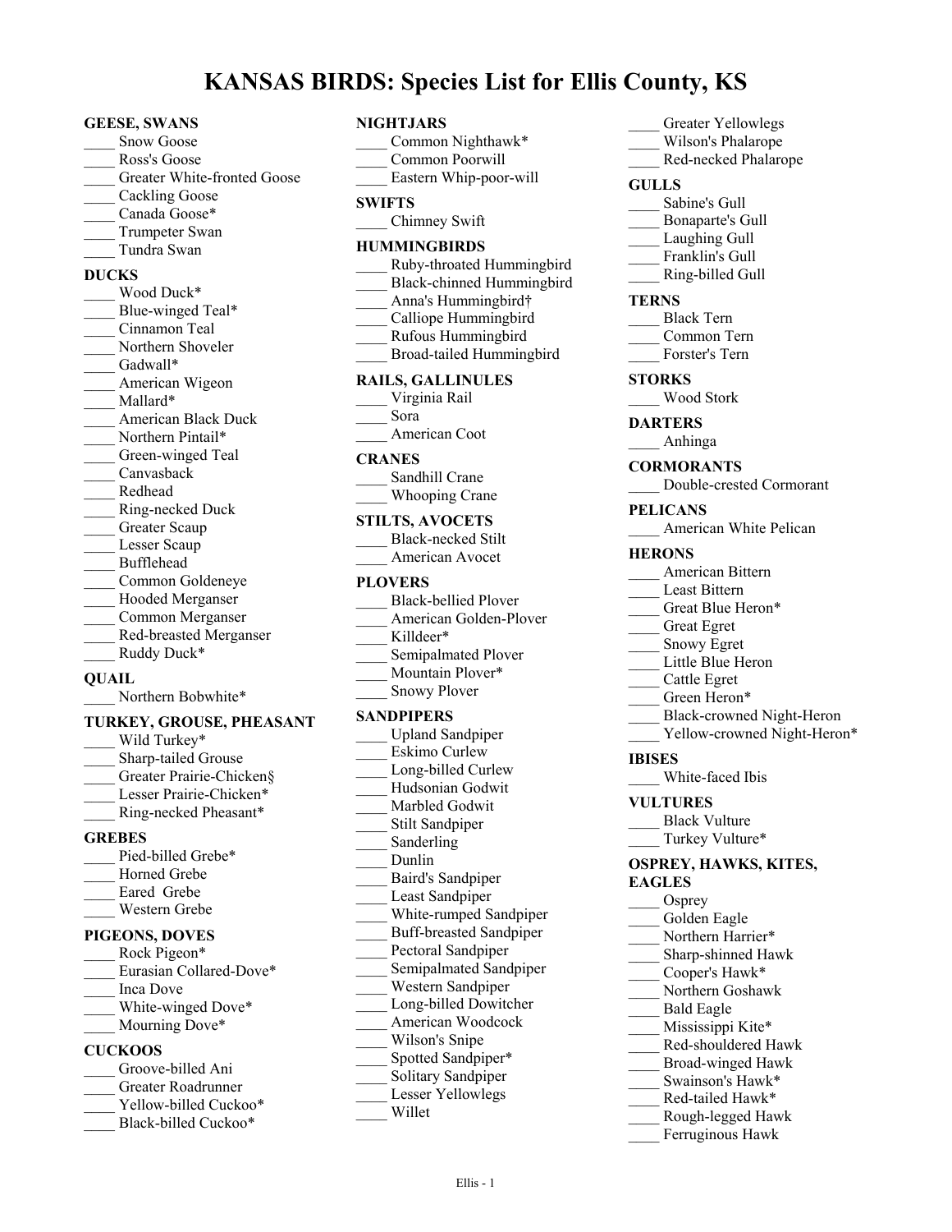# KANSAS BIRDS: Species List for Ellis County, KS

**GEESE, SWANS**

____ Snow Goose
____ Ross's Goose
____ Greater White-fronted Goose
____ Cackling Goose
____ Canada Goose*
____ Trumpeter Swan
____ Tundra Swan

**DUCKS**

____ Wood Duck*
____ Blue-winged Teal*
____ Cinnamon Teal
____ Northern Shoveler
____ Gadwall*
____ American Wigeon
____ Mallard*
____ American Black Duck
____ Northern Pintail*
____ Green-winged Teal
____ Canvasback
____ Redhead
____ Ring-necked Duck
____ Greater Scaup
____ Lesser Scaup
____ Bufflehead
____ Common Goldeneye
____ Hooded Merganser
____ Common Merganser
____ Red-breasted Merganser
____ Ruddy Duck*

**QUAIL**

____ Northern Bobwhite*

**TURKEY, GROUSE, PHEASANT**

____ Wild Turkey*
____ Sharp-tailed Grouse
____ Greater Prairie-Chicken§
____ Lesser Prairie-Chicken*
____ Ring-necked Pheasant*

**GREBES**

____ Pied-billed Grebe*
____ Horned Grebe
____ Eared Grebe
____ Western Grebe

**PIGEONS, DOVES**

____ Rock Pigeon*
____ Eurasian Collared-Dove*
____ Inca Dove
____ White-winged Dove*
____ Mourning Dove*

**CUCKOOS**

____ Groove-billed Ani
____ Greater Roadrunner
____ Yellow-billed Cuckoo*
____ Black-billed Cuckoo*

**NIGHTJARS**

____ Common Nighthawk*
____ Common Poorwill
____ Eastern Whip-poor-will

**SWIFTS**

____ Chimney Swift

**HUMMINGBIRDS**

____ Ruby-throated Hummingbird
____ Black-chinned Hummingbird
____ Anna's Hummingbird†
____ Calliope Hummingbird
____ Rufous Hummingbird
____ Broad-tailed Hummingbird

**RAILS, GALLINULES**

____ Virginia Rail
____ Sora
____ American Coot

**CRANES**

____ Sandhill Crane
____ Whooping Crane

**STILTS, AVOCETS**

____ Black-necked Stilt
____ American Avocet

**PLOVERS**

____ Black-bellied Plover
____ American Golden-Plover
____ Killdeer*
____ Semipalmated Plover
____ Mountain Plover*
____ Snowy Plover

**SANDPIPERS**

____ Upland Sandpiper
____ Eskimo Curlew
____ Long-billed Curlew
____ Hudsonian Godwit
____ Marbled Godwit
____ Stilt Sandpiper
____ Sanderling
____ Dunlin
____ Baird's Sandpiper
____ Least Sandpiper
____ White-rumped Sandpiper
____ Buff-breasted Sandpiper
____ Pectoral Sandpiper
____ Semipalmated Sandpiper
____ Western Sandpiper
____ Long-billed Dowitcher
____ American Woodcock
____ Wilson's Snipe
____ Spotted Sandpiper*
____ Solitary Sandpiper
____ Lesser Yellowlegs
____ Willet
____ Greater Yellowlegs
____ Wilson's Phalarope
____ Red-necked Phalarope

**GULLS**

____ Sabine's Gull
____ Bonaparte's Gull
____ Laughing Gull
____ Franklin's Gull
____ Ring-billed Gull

**TERNS**

____ Black Tern
____ Common Tern
____ Forster's Tern

**STORKS**

____ Wood Stork

**DARTERS**

____ Anhinga

**CORMORANTS**

____ Double-crested Cormorant

**PELICANS**

____ American White Pelican

**HERONS**

____ American Bittern
____ Least Bittern
____ Great Blue Heron*
____ Great Egret
____ Snowy Egret
____ Little Blue Heron
____ Cattle Egret
____ Green Heron*
____ Black-crowned Night-Heron
____ Yellow-crowned Night-Heron*

**IBISES**

____ White-faced Ibis

**VULTURES**

____ Black Vulture
____ Turkey Vulture*

**OSPREY, HAWKS, KITES, EAGLES**

____ Osprey
____ Golden Eagle
____ Northern Harrier*
____ Sharp-shinned Hawk
____ Cooper's Hawk*
____ Northern Goshawk
____ Bald Eagle
____ Mississippi Kite*
____ Red-shouldered Hawk
____ Broad-winged Hawk
____ Swainson's Hawk*
____ Red-tailed Hawk*
____ Rough-legged Hawk
____ Ferruginous Hawk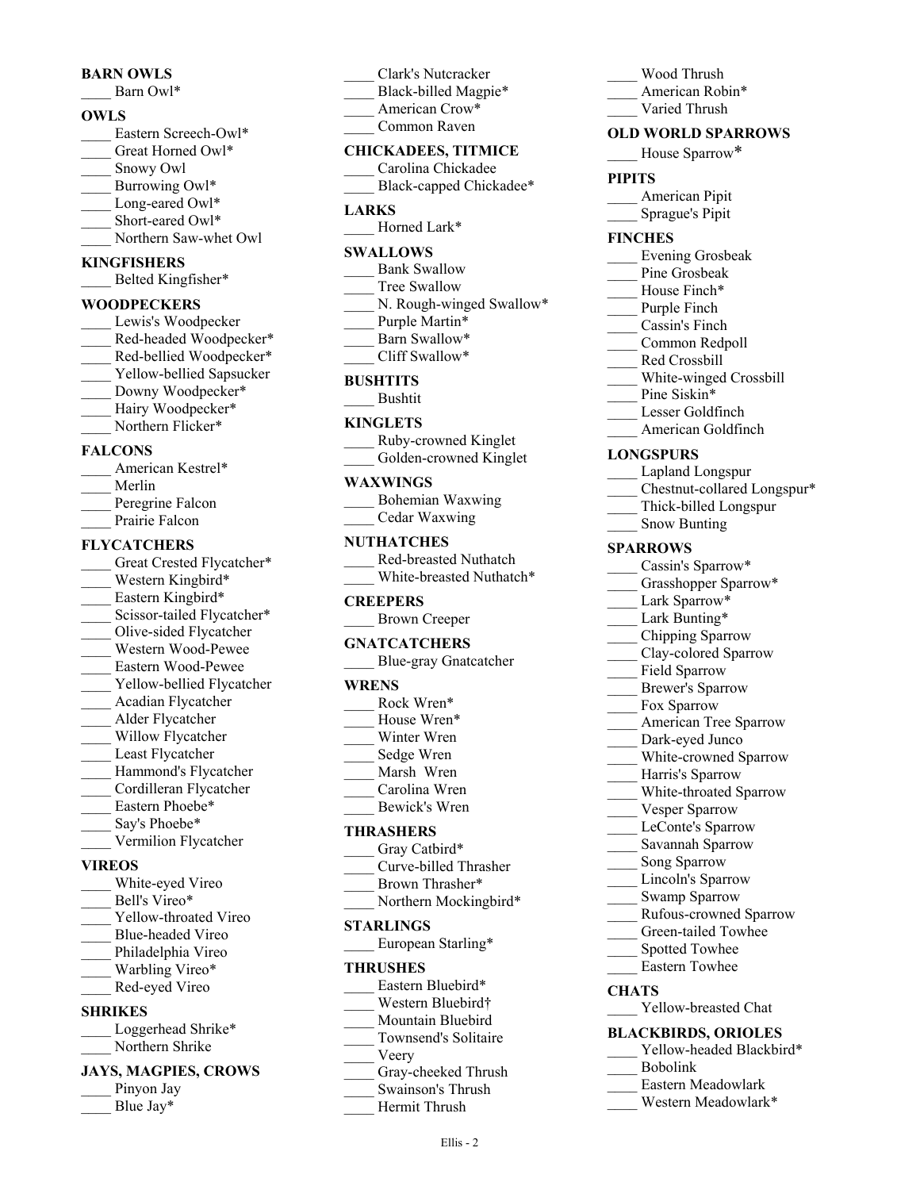**BARN OWLS**

____ Barn Owl*

**OWLS**

____ Eastern Screech-Owl*
____ Great Horned Owl*
____ Snowy Owl
____ Burrowing Owl*
____ Long-eared Owl*
____ Short-eared Owl*
____ Northern Saw-whet Owl

**KINGFISHERS**

____ Belted Kingfisher*

**WOODPECKERS**

____ Lewis's Woodpecker
____ Red-headed Woodpecker*
____ Red-bellied Woodpecker*
____ Yellow-bellied Sapsucker
____ Downy Woodpecker*
____ Hairy Woodpecker*
____ Northern Flicker*

**FALCONS**

____ American Kestrel*
____ Merlin
____ Peregrine Falcon
____ Prairie Falcon

**FLYCATCHERS**

____ Great Crested Flycatcher*
____ Western Kingbird*
____ Eastern Kingbird*
____ Scissor-tailed Flycatcher*
____ Olive-sided Flycatcher
____ Western Wood-Pewee
____ Eastern Wood-Pewee
____ Yellow-bellied Flycatcher
____ Acadian Flycatcher
____ Alder Flycatcher
____ Willow Flycatcher
____ Least Flycatcher
____ Hammond's Flycatcher
____ Cordilleran Flycatcher
____ Eastern Phoebe*
____ Say's Phoebe*
____ Vermilion Flycatcher

**VIREOS**

____ White-eyed Vireo
____ Bell's Vireo*
____ Yellow-throated Vireo
____ Blue-headed Vireo
____ Philadelphia Vireo
____ Warbling Vireo*
____ Red-eyed Vireo

**SHRIKES**

____ Loggerhead Shrike*
____ Northern Shrike

**JAYS, MAGPIES, CROWS**

____ Pinyon Jay
____ Blue Jay*
____ Clark's Nutcracker
____ Black-billed Magpie*
____ American Crow*
____ Common Raven

**CHICKADEES, TITMICE**

____ Carolina Chickadee
____ Black-capped Chickadee*

**LARKS**

____ Horned Lark*

**SWALLOWS**

____ Bank Swallow
____ Tree Swallow
____ N. Rough-winged Swallow*
____ Purple Martin*
____ Barn Swallow*
____ Cliff Swallow*

**BUSHTITS**

____ Bushtit

**KINGLETS**

____ Ruby-crowned Kinglet
____ Golden-crowned Kinglet

**WAXWINGS**

____ Bohemian Waxwing
____ Cedar Waxwing

**NUTHATCHES**

____ Red-breasted Nuthatch
____ White-breasted Nuthatch*

**CREEPERS**

____ Brown Creeper

**GNATCATCHERS**

____ Blue-gray Gnatcatcher

**WRENS**

____ Rock Wren*
____ House Wren*
____ Winter Wren
____ Sedge Wren
____ Marsh Wren
____ Carolina Wren
____ Bewick's Wren

**THRASHERS**

____ Gray Catbird*
____ Curve-billed Thrasher
____ Brown Thrasher*
____ Northern Mockingbird*

**STARLINGS**

____ European Starling*

**THRUSHES**

____ Eastern Bluebird*
____ Western Bluebird†
____ Mountain Bluebird
____ Townsend's Solitaire
____ Veery
____ Gray-cheeked Thrush
____ Swainson's Thrush
____ Hermit Thrush
____ Wood Thrush
____ American Robin*
____ Varied Thrush

**OLD WORLD SPARROWS**

____ House Sparrow*

**PIPITS**

____ American Pipit
____ Sprague's Pipit

**FINCHES**

____ Evening Grosbeak
____ Pine Grosbeak
____ House Finch*
____ Purple Finch
____ Cassin's Finch
____ Common Redpoll
____ Red Crossbill
____ White-winged Crossbill
____ Pine Siskin*
____ Lesser Goldfinch
____ American Goldfinch

**LONGSPURS**

____ Lapland Longspur
____ Chestnut-collared Longspur*
____ Thick-billed Longspur
____ Snow Bunting

**SPARROWS**

____ Cassin's Sparrow*
____ Grasshopper Sparrow*
____ Lark Sparrow*
____ Lark Bunting*
____ Chipping Sparrow
____ Clay-colored Sparrow
____ Field Sparrow
____ Brewer's Sparrow
____ Fox Sparrow
____ American Tree Sparrow
____ Dark-eyed Junco
____ White-crowned Sparrow
____ Harris's Sparrow
____ White-throated Sparrow
____ Vesper Sparrow
____ LeConte's Sparrow
____ Savannah Sparrow
____ Song Sparrow
____ Lincoln's Sparrow
____ Swamp Sparrow
____ Rufous-crowned Sparrow
____ Green-tailed Towhee
____ Spotted Towhee
____ Eastern Towhee

**CHATS**

____ Yellow-breasted Chat

**BLACKBIRDS, ORIOLES**

____ Yellow-headed Blackbird*
____ Bobolink
____ Eastern Meadowlark
____ Western Meadowlark*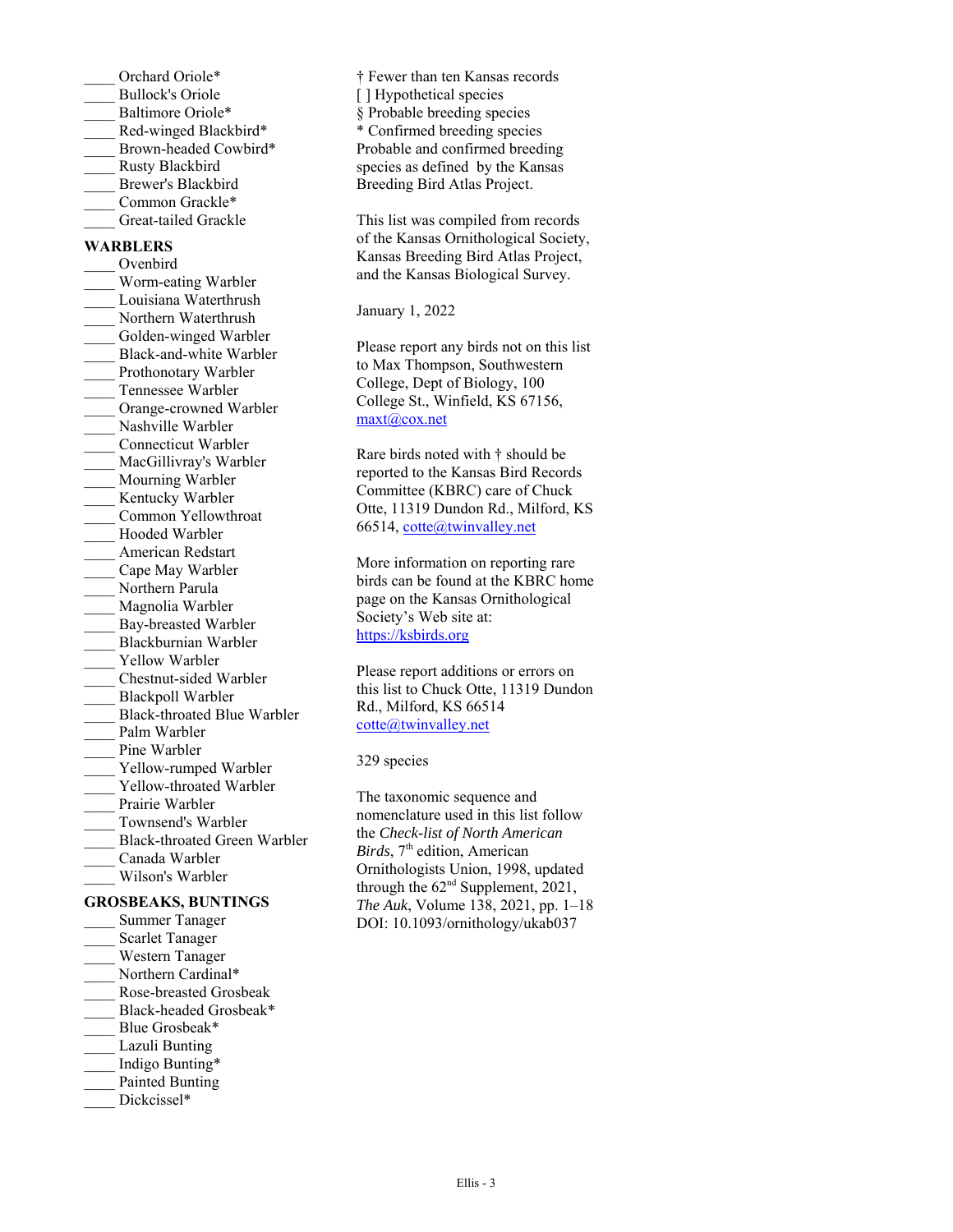____ Orchard Oriole*
____ Bullock's Oriole
____ Baltimore Oriole*
____ Red-winged Blackbird*
____ Brown-headed Cowbird*
____ Rusty Blackbird
____ Brewer's Blackbird
____ Common Grackle*
____ Great-tailed Grackle

**WARBLERS**

____ Ovenbird
____ Worm-eating Warbler
____ Louisiana Waterthrush
____ Northern Waterthrush
____ Golden-winged Warbler
____ Black-and-white Warbler
____ Prothonotary Warbler
____ Tennessee Warbler
____ Orange-crowned Warbler
____ Nashville Warbler
____ Connecticut Warbler
____ MacGillivray's Warbler
____ Mourning Warbler
____ Kentucky Warbler
____ Common Yellowthroat
____ Hooded Warbler
____ American Redstart
____ Cape May Warbler
____ Northern Parula
____ Magnolia Warbler
____ Bay-breasted Warbler
____ Blackburnian Warbler
____ Yellow Warbler
____ Chestnut-sided Warbler
____ Blackpoll Warbler
____ Black-throated Blue Warbler
____ Palm Warbler
____ Pine Warbler
____ Yellow-rumped Warbler
____ Yellow-throated Warbler
____ Prairie Warbler
____ Townsend's Warbler
____ Black-throated Green Warbler
____ Canada Warbler
____ Wilson's Warbler

**GROSBEAKS, BUNTINGS**

____ Summer Tanager
____ Scarlet Tanager
____ Western Tanager
____ Northern Cardinal*
____ Rose-breasted Grosbeak
____ Black-headed Grosbeak*
____ Blue Grosbeak*
____ Lazuli Bunting
____ Indigo Bunting*
____ Painted Bunting
____ Dickcissel*

† Fewer than ten Kansas records
[ ] Hypothetical species
§ Probable breeding species
* Confirmed breeding species
Probable and confirmed breeding species as defined by the Kansas Breeding Bird Atlas Project.

This list was compiled from records of the Kansas Ornithological Society, Kansas Breeding Bird Atlas Project, and the Kansas Biological Survey.

January 1, 2022

Please report any birds not on this list to Max Thompson, Southwestern College, Dept of Biology, 100 College St., Winfield, KS 67156, maxt@cox.net

Rare birds noted with † should be reported to the Kansas Bird Records Committee (KBRC) care of Chuck Otte, 11319 Dundon Rd., Milford, KS 66514, cotte@twinvalley.net

More information on reporting rare birds can be found at the KBRC home page on the Kansas Ornithological Society's Web site at: https://ksbirds.org

Please report additions or errors on this list to Chuck Otte, 11319 Dundon Rd., Milford, KS 66514 cotte@twinvalley.net

329 species

The taxonomic sequence and nomenclature used in this list follow the *Check-list of North American Birds*, 7th edition, American Ornithologists Union, 1998, updated through the 62nd Supplement, 2021, *The Auk*, Volume 138, 2021, pp. 1–18 DOI: 10.1093/ornithology/ukab037